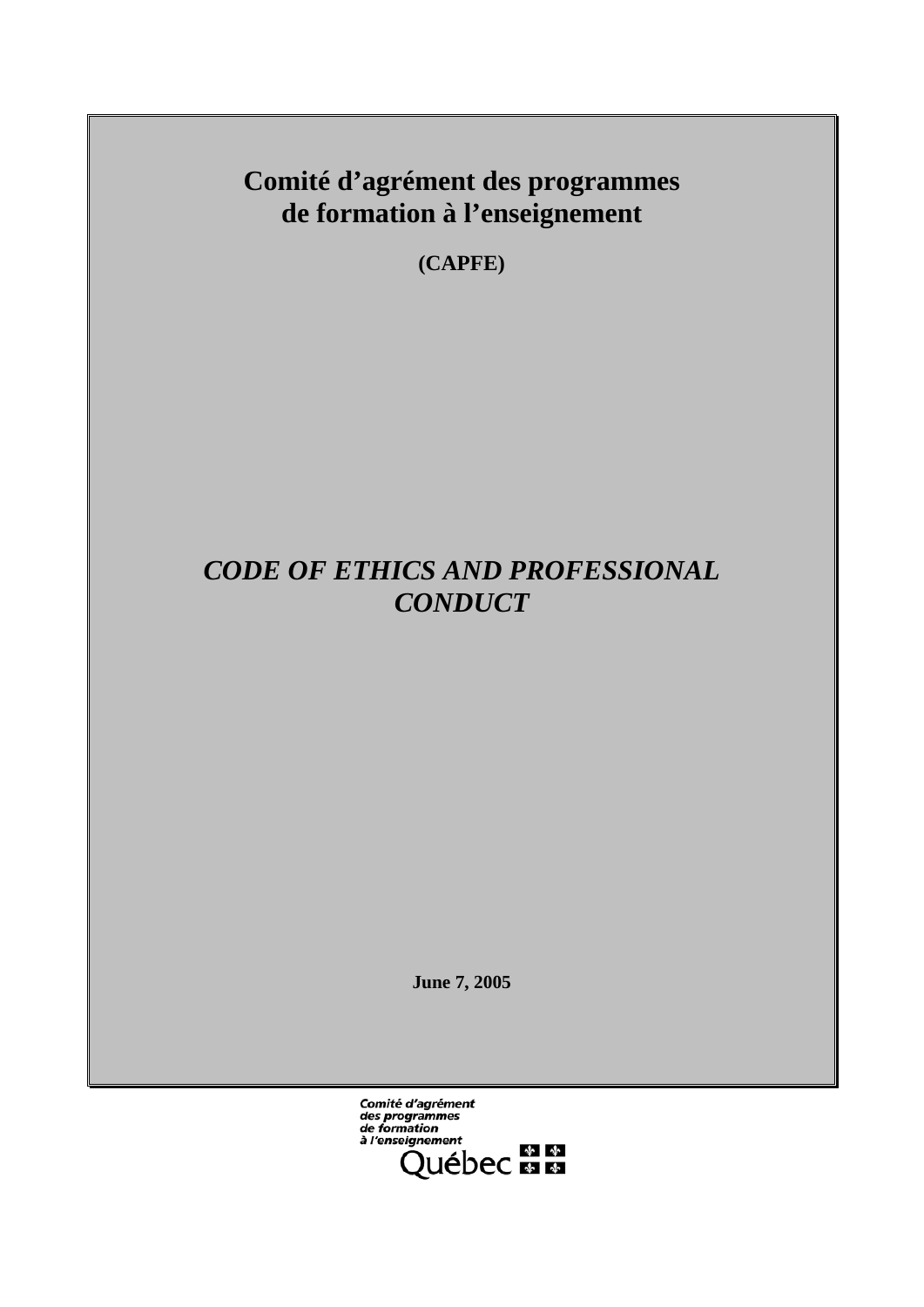# Comité d'agrément des programmes de formation à l'enseignement

**(CAPFE)**

# *CODE OF ETHICS AND PROFESSIONAL CONDUCT*

**June 7, 2005**

*Comité d'agrément des programmes de formation à l'enseignement*

Québec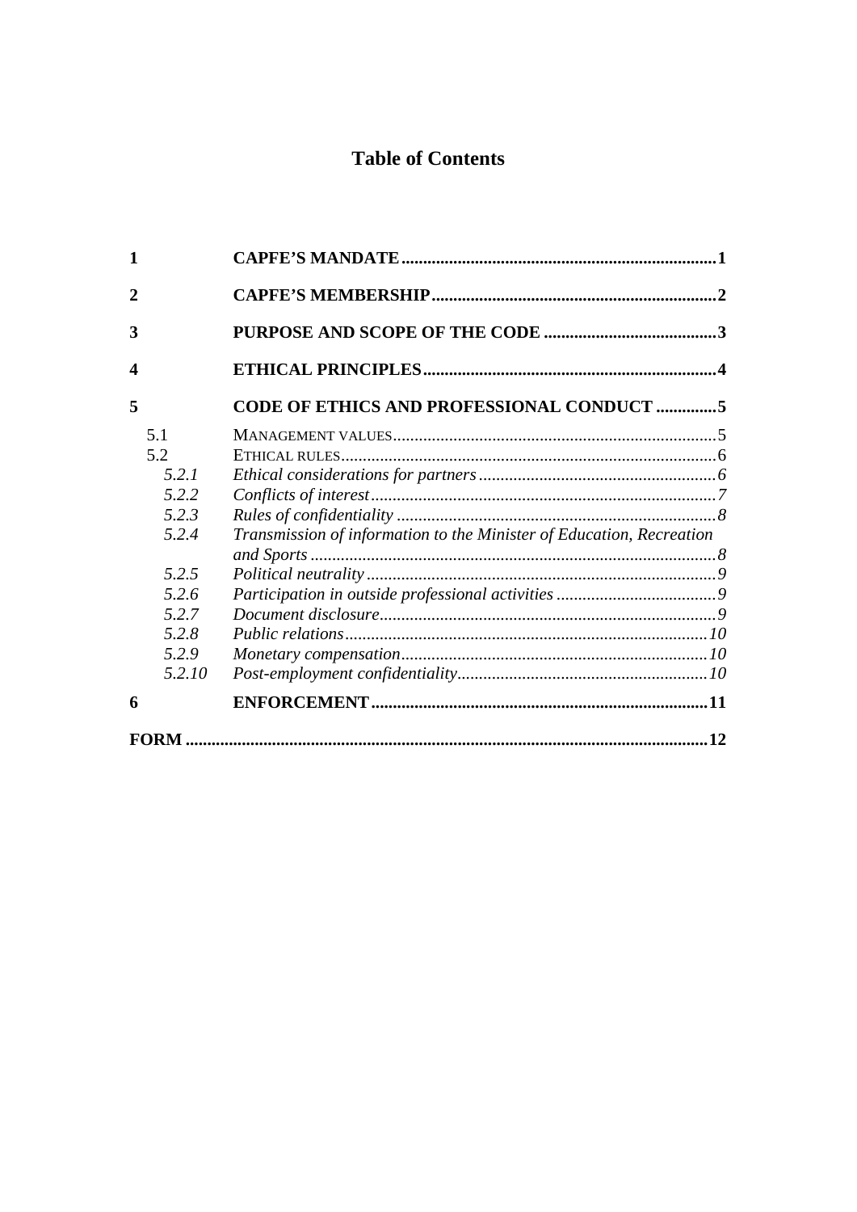# Table of Contents

| | | |
|---|---|---|
| **1** | **CAPFE'S MANDATE** | **1** |
| **2** | **CAPFE'S MEMBERSHIP** | **2** |
| **3** | **PURPOSE AND SCOPE OF THE CODE** | **3** |
| **4** | **ETHICAL PRINCIPLES** | **4** |
| **5** | **CODE OF ETHICS AND PROFESSIONAL CONDUCT** | **5** |
| 5.1 | MANAGEMENT VALUES | 5 |
| 5.2 | ETHICAL RULES | 6 |
| *5.2.1* | *Ethical considerations for partners* | *6* |
| *5.2.2* | *Conflicts of interest* | *7* |
| *5.2.3* | *Rules of confidentiality* | *8* |
| *5.2.4* | *Transmission of information to the Minister of Education, Recreation and Sports* | *8* |
| *5.2.5* | *Political neutrality* | *9* |
| *5.2.6* | *Participation in outside professional activities* | *9* |
| *5.2.7* | *Document disclosure* | *9* |
| *5.2.8* | *Public relations* | *10* |
| *5.2.9* | *Monetary compensation* | *10* |
| *5.2.10* | *Post-employment confidentiality* | *10* |
| **6** | **ENFORCEMENT** | **11** |
| **FORM** | | **12** |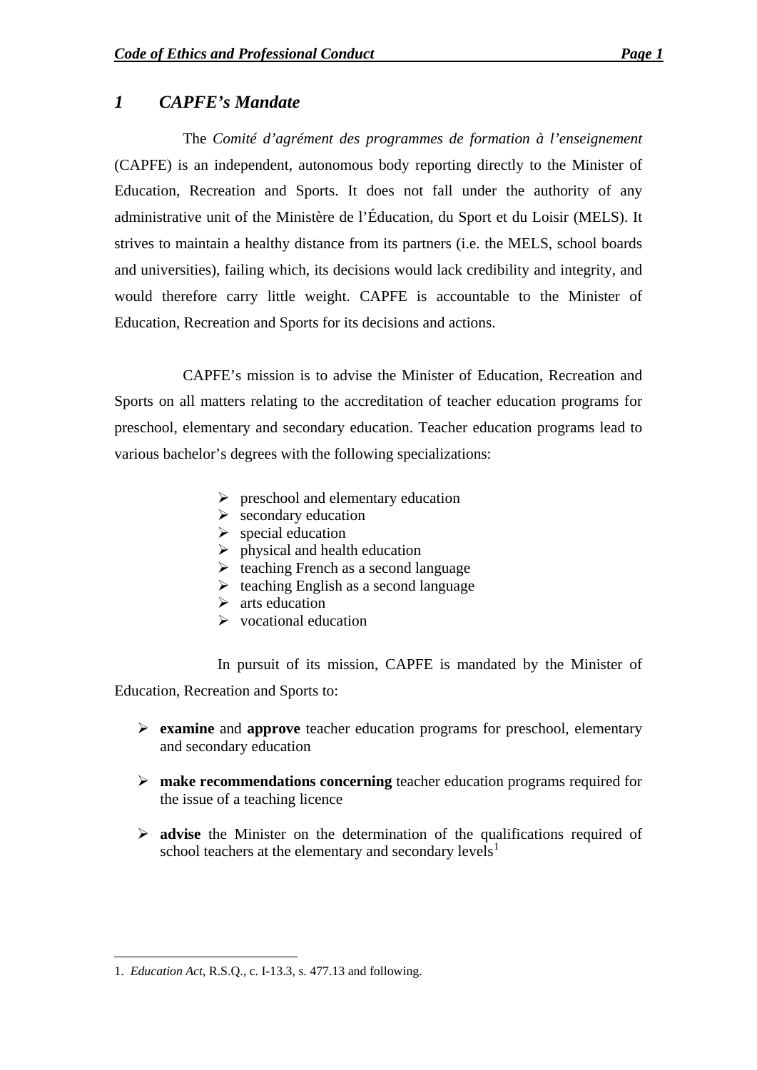## *1 CAPFE's Mandate*

The *Comité d'agrément des programmes de formation à l'enseignement* (CAPFE) is an independent, autonomous body reporting directly to the Minister of Education, Recreation and Sports. It does not fall under the authority of any administrative unit of the Ministère de l'Éducation, du Sport et du Loisir (MELS). It strives to maintain a healthy distance from its partners (i.e. the MELS, school boards and universities), failing which, its decisions would lack credibility and integrity, and would therefore carry little weight. CAPFE is accountable to the Minister of Education, Recreation and Sports for its decisions and actions.

CAPFE's mission is to advise the Minister of Education, Recreation and Sports on all matters relating to the accreditation of teacher education programs for preschool, elementary and secondary education. Teacher education programs lead to various bachelor's degrees with the following specializations:

- preschool and elementary education
- secondary education
- special education
- physical and health education
- teaching French as a second language
- teaching English as a second language
- arts education
- vocational education

In pursuit of its mission, CAPFE is mandated by the Minister of Education, Recreation and Sports to:

- **examine** and **approve** teacher education programs for preschool, elementary and secondary education
- **make recommendations concerning** teacher education programs required for the issue of a teaching licence
- **advise** the Minister on the determination of the qualifications required of school teachers at the elementary and secondary levels[1]

---

1. *Education Act*, R.S.Q., c. I-13.3, s. 477.13 and following.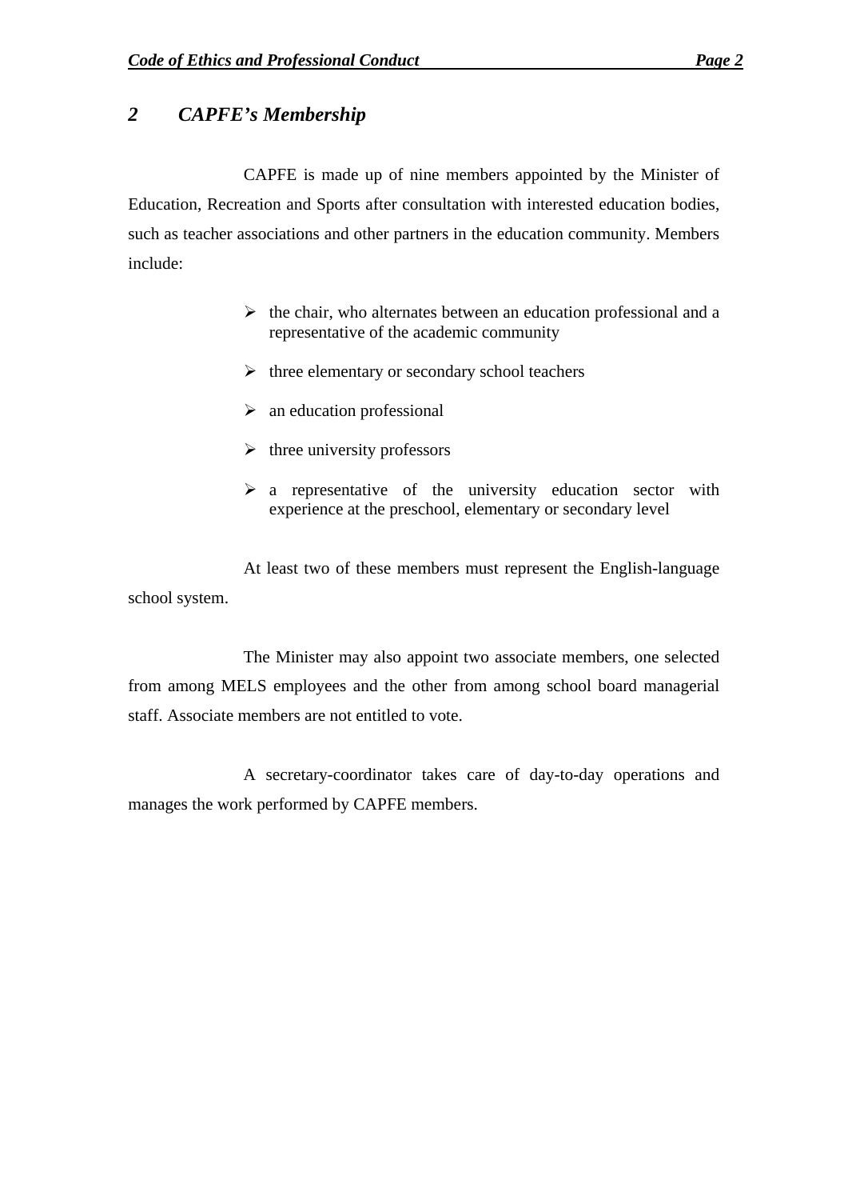## *2 CAPFE's Membership*

CAPFE is made up of nine members appointed by the Minister of Education, Recreation and Sports after consultation with interested education bodies, such as teacher associations and other partners in the education community. Members include:

- the chair, who alternates between an education professional and a representative of the academic community
- three elementary or secondary school teachers
- an education professional
- three university professors
- a representative of the university education sector with experience at the preschool, elementary or secondary level

At least two of these members must represent the English-language school system.

The Minister may also appoint two associate members, one selected from among MELS employees and the other from among school board managerial staff. Associate members are not entitled to vote.

A secretary-coordinator takes care of day-to-day operations and manages the work performed by CAPFE members.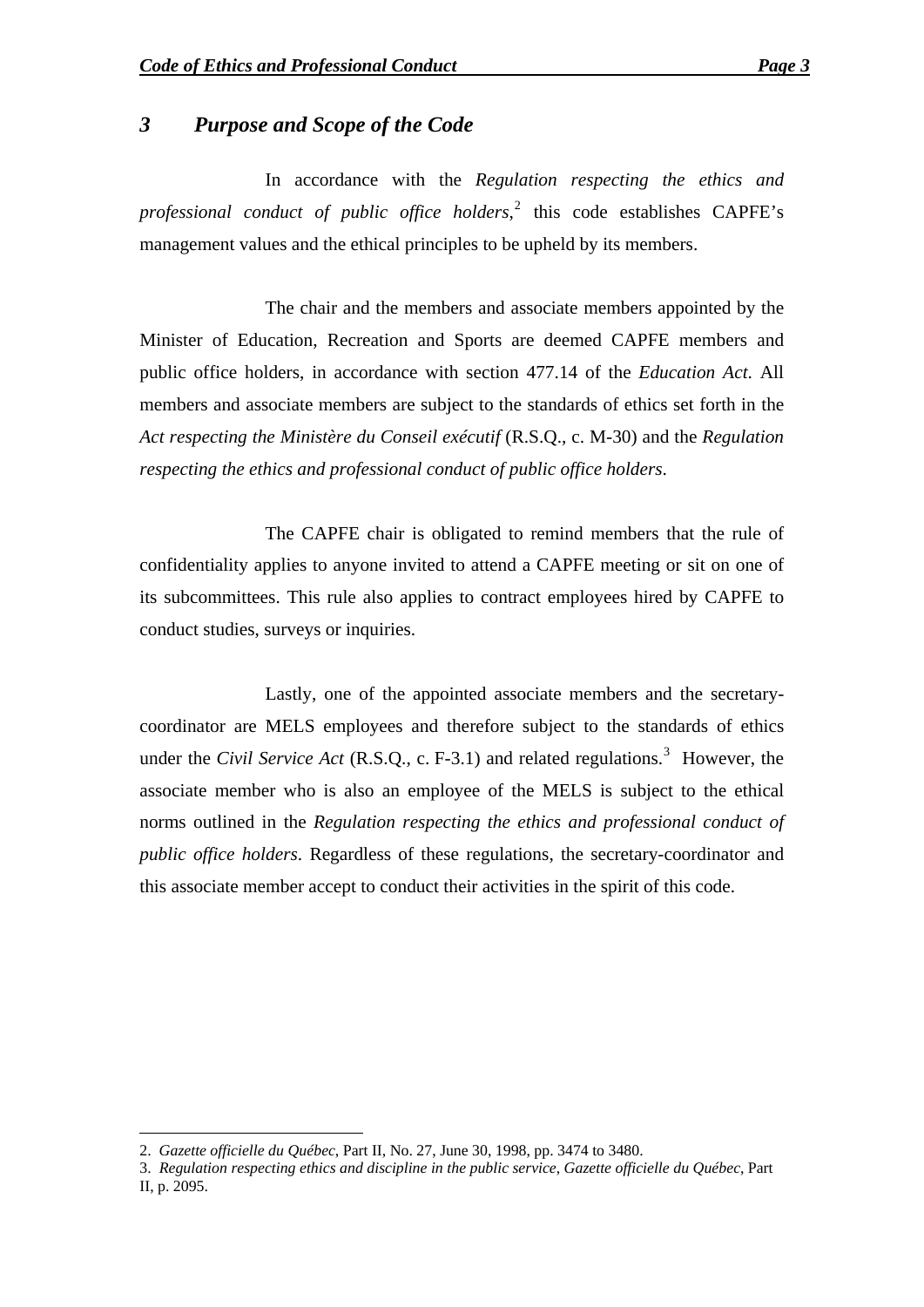## *3 Purpose and Scope of the Code*

In accordance with the *Regulation respecting the ethics and professional conduct of public office holders*,[2] this code establishes CAPFE's management values and the ethical principles to be upheld by its members.

The chair and the members and associate members appointed by the Minister of Education, Recreation and Sports are deemed CAPFE members and public office holders, in accordance with section 477.14 of the *Education Act.* All members and associate members are subject to the standards of ethics set forth in the *Act respecting the Ministère du Conseil exécutif* (R.S.Q., c. M-30) and the *Regulation respecting the ethics and professional conduct of public office holders*.

The CAPFE chair is obligated to remind members that the rule of confidentiality applies to anyone invited to attend a CAPFE meeting or sit on one of its subcommittees. This rule also applies to contract employees hired by CAPFE to conduct studies, surveys or inquiries.

Lastly, one of the appointed associate members and the secretary-coordinator are MELS employees and therefore subject to the standards of ethics under the *Civil Service Act* (R.S.Q., c. F-3.1) and related regulations.[3] However, the associate member who is also an employee of the MELS is subject to the ethical norms outlined in the *Regulation respecting the ethics and professional conduct of public office holders*. Regardless of these regulations, the secretary-coordinator and this associate member accept to conduct their activities in the spirit of this code.

---

2. *Gazette officielle du Québec*, Part II, No. 27, June 30, 1998, pp. 3474 to 3480.
3. *Regulation respecting ethics and discipline in the public service*, *Gazette officielle du Québec*, Part II, p. 2095.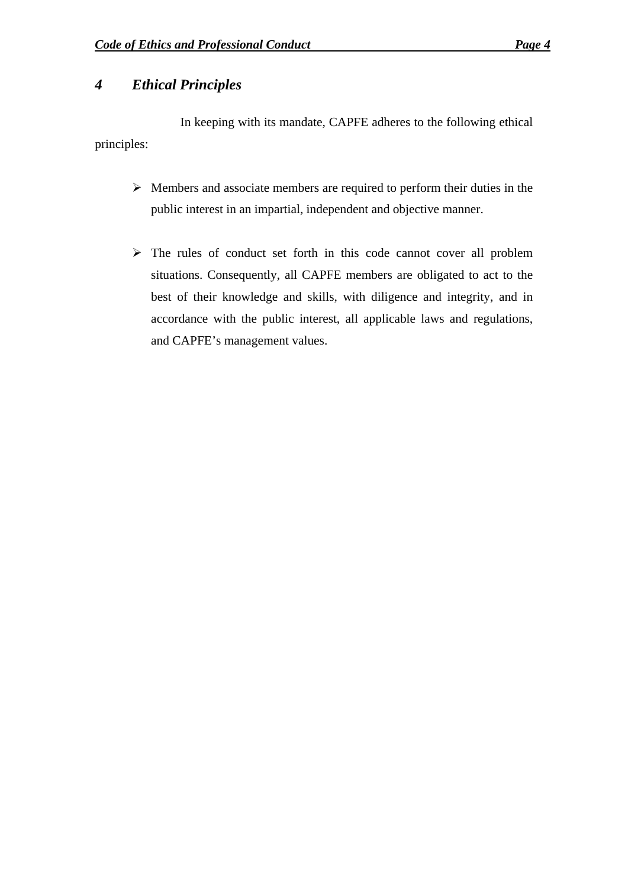## *4 Ethical Principles*

In keeping with its mandate, CAPFE adheres to the following ethical principles:

- Members and associate members are required to perform their duties in the public interest in an impartial, independent and objective manner.

- The rules of conduct set forth in this code cannot cover all problem situations. Consequently, all CAPFE members are obligated to act to the best of their knowledge and skills, with diligence and integrity, and in accordance with the public interest, all applicable laws and regulations, and CAPFE's management values.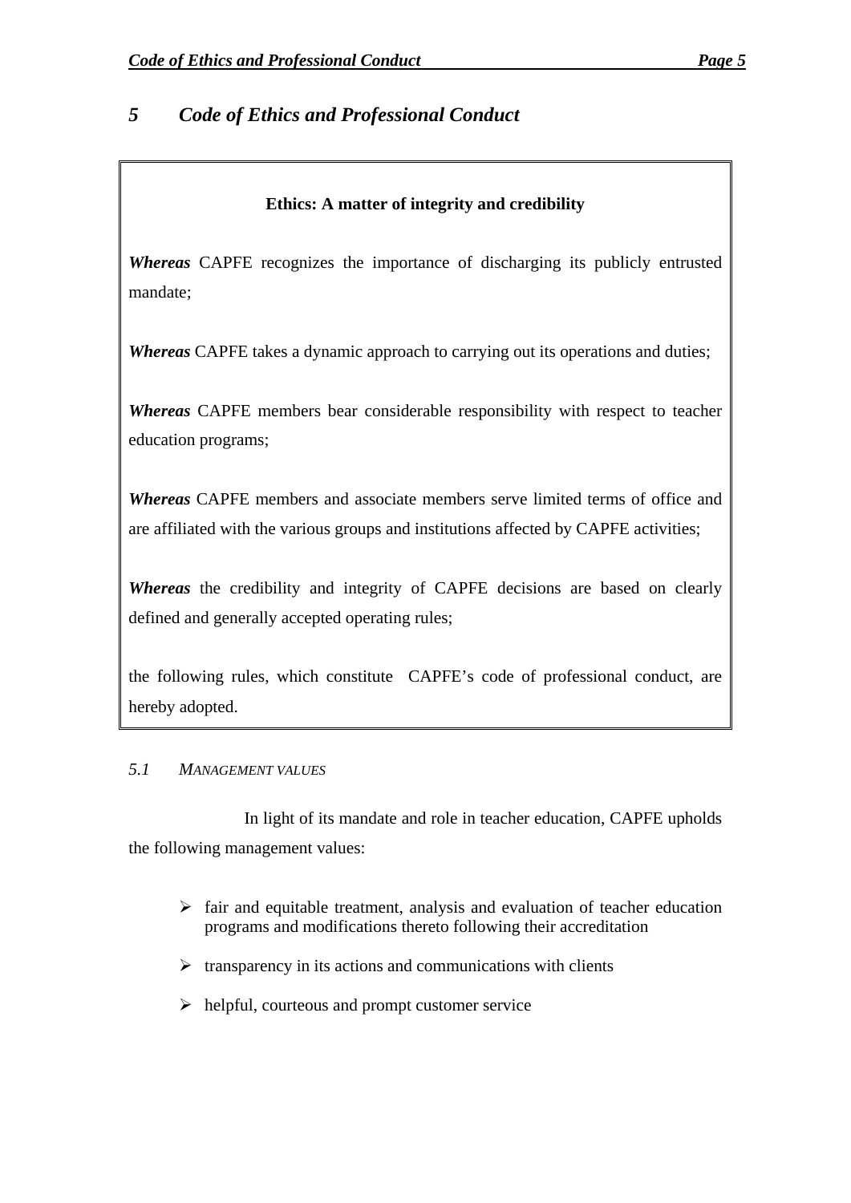## *5 Code of Ethics and Professional Conduct*

**Ethics: A matter of integrity and credibility**

***Whereas*** CAPFE recognizes the importance of discharging its publicly entrusted mandate;

***Whereas*** CAPFE takes a dynamic approach to carrying out its operations and duties;

***Whereas*** CAPFE members bear considerable responsibility with respect to teacher education programs;

***Whereas*** CAPFE members and associate members serve limited terms of office and are affiliated with the various groups and institutions affected by CAPFE activities;

***Whereas*** the credibility and integrity of CAPFE decisions are based on clearly defined and generally accepted operating rules;

the following rules, which constitute CAPFE's code of professional conduct, are hereby adopted.

### *5.1 Management values*

In light of its mandate and role in teacher education, CAPFE upholds the following management values:

- fair and equitable treatment, analysis and evaluation of teacher education programs and modifications thereto following their accreditation
- transparency in its actions and communications with clients
- helpful, courteous and prompt customer service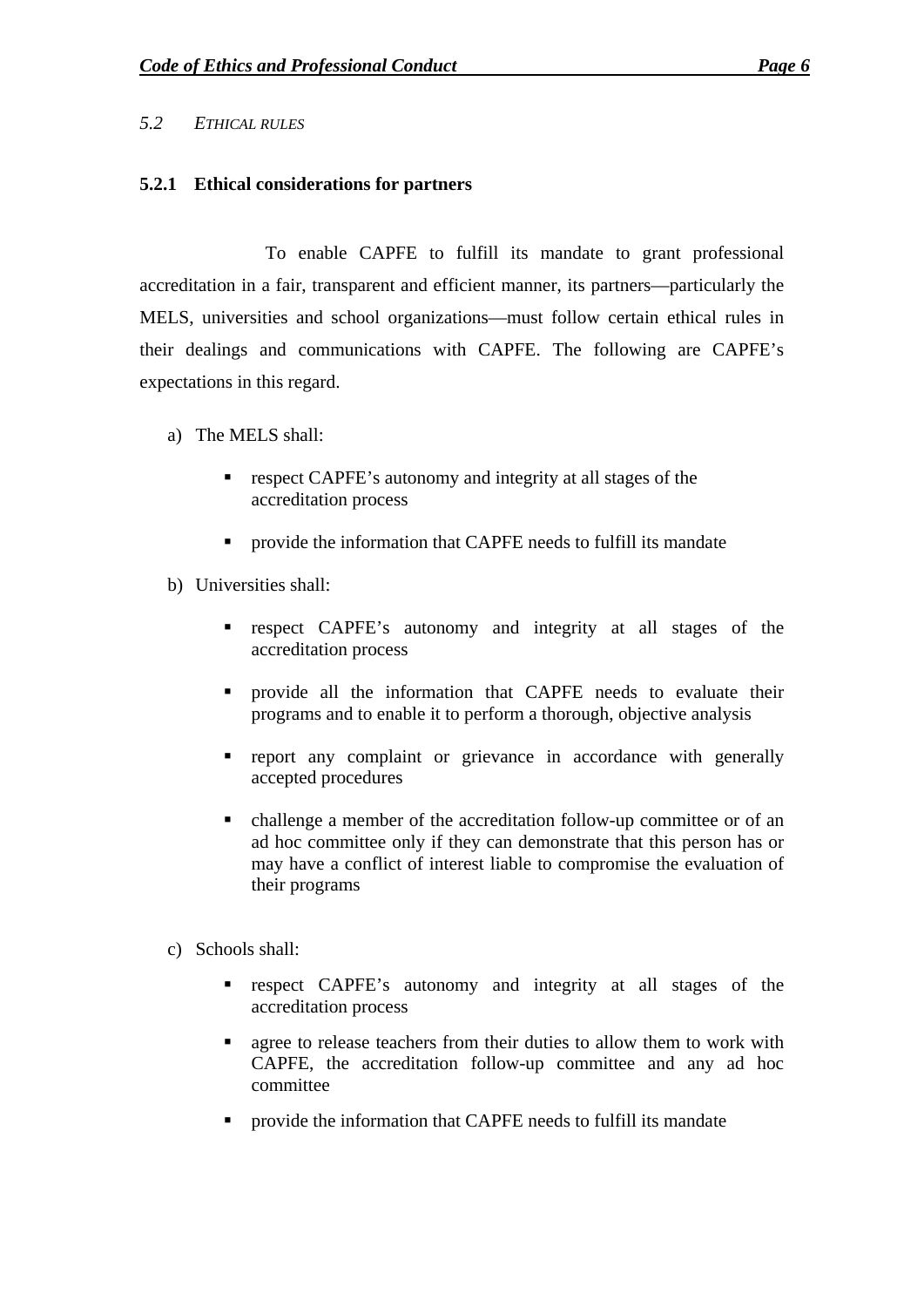## 5.2 *Ethical rules*

### 5.2.1 Ethical considerations for partners

To enable CAPFE to fulfill its mandate to grant professional accreditation in a fair, transparent and efficient manner, its partners—particularly the MELS, universities and school organizations—must follow certain ethical rules in their dealings and communications with CAPFE. The following are CAPFE's expectations in this regard.

a) The MELS shall:

- respect CAPFE's autonomy and integrity at all stages of the accreditation process
- provide the information that CAPFE needs to fulfill its mandate

b) Universities shall:

- respect CAPFE's autonomy and integrity at all stages of the accreditation process
- provide all the information that CAPFE needs to evaluate their programs and to enable it to perform a thorough, objective analysis
- report any complaint or grievance in accordance with generally accepted procedures
- challenge a member of the accreditation follow-up committee or of an ad hoc committee only if they can demonstrate that this person has or may have a conflict of interest liable to compromise the evaluation of their programs

c) Schools shall:

- respect CAPFE's autonomy and integrity at all stages of the accreditation process
- agree to release teachers from their duties to allow them to work with CAPFE, the accreditation follow-up committee and any ad hoc committee
- provide the information that CAPFE needs to fulfill its mandate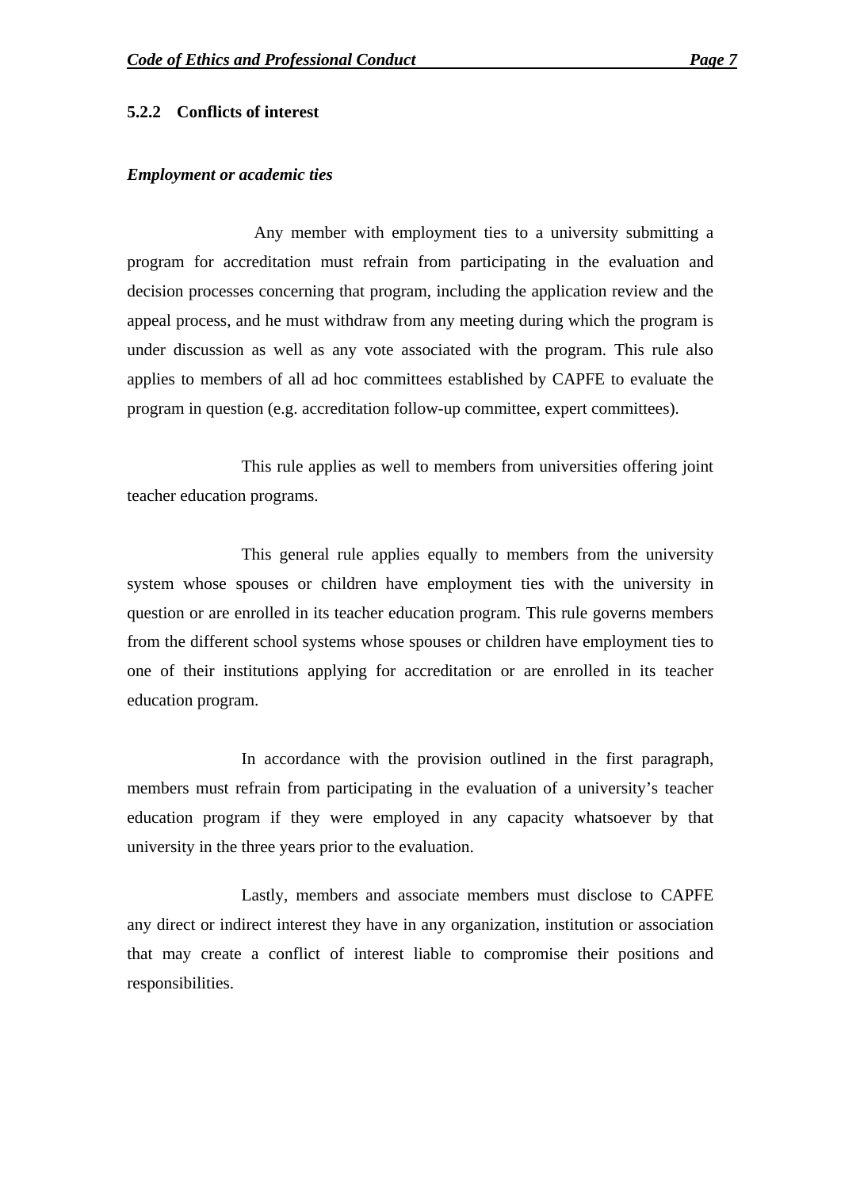### 5.2.2 Conflicts of interest

***Employment or academic ties***

Any member with employment ties to a university submitting a program for accreditation must refrain from participating in the evaluation and decision processes concerning that program, including the application review and the appeal process, and he must withdraw from any meeting during which the program is under discussion as well as any vote associated with the program. This rule also applies to members of all ad hoc committees established by CAPFE to evaluate the program in question (e.g. accreditation follow-up committee, expert committees).

This rule applies as well to members from universities offering joint teacher education programs.

This general rule applies equally to members from the university system whose spouses or children have employment ties with the university in question or are enrolled in its teacher education program. This rule governs members from the different school systems whose spouses or children have employment ties to one of their institutions applying for accreditation or are enrolled in its teacher education program.

In accordance with the provision outlined in the first paragraph, members must refrain from participating in the evaluation of a university's teacher education program if they were employed in any capacity whatsoever by that university in the three years prior to the evaluation.

Lastly, members and associate members must disclose to CAPFE any direct or indirect interest they have in any organization, institution or association that may create a conflict of interest liable to compromise their positions and responsibilities.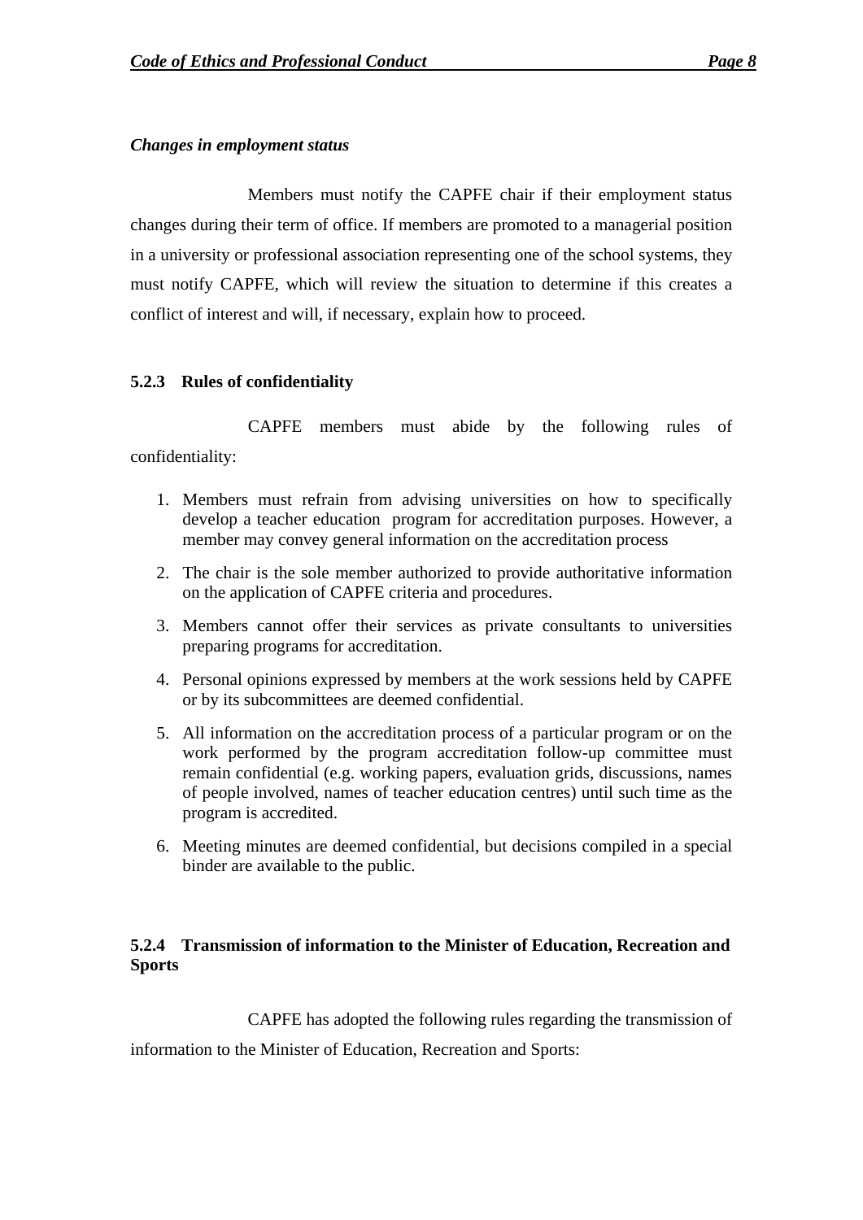*Changes in employment status*

Members must notify the CAPFE chair if their employment status changes during their term of office. If members are promoted to a managerial position in a university or professional association representing one of the school systems, they must notify CAPFE, which will review the situation to determine if this creates a conflict of interest and will, if necessary, explain how to proceed.

### 5.2.3 Rules of confidentiality

CAPFE members must abide by the following rules of confidentiality:

1. Members must refrain from advising universities on how to specifically develop a teacher education program for accreditation purposes. However, a member may convey general information on the accreditation process
2. The chair is the sole member authorized to provide authoritative information on the application of CAPFE criteria and procedures.
3. Members cannot offer their services as private consultants to universities preparing programs for accreditation.
4. Personal opinions expressed by members at the work sessions held by CAPFE or by its subcommittees are deemed confidential.
5. All information on the accreditation process of a particular program or on the work performed by the program accreditation follow-up committee must remain confidential (e.g. working papers, evaluation grids, discussions, names of people involved, names of teacher education centres) until such time as the program is accredited.
6. Meeting minutes are deemed confidential, but decisions compiled in a special binder are available to the public.

### 5.2.4 Transmission of information to the Minister of Education, Recreation and Sports

CAPFE has adopted the following rules regarding the transmission of information to the Minister of Education, Recreation and Sports: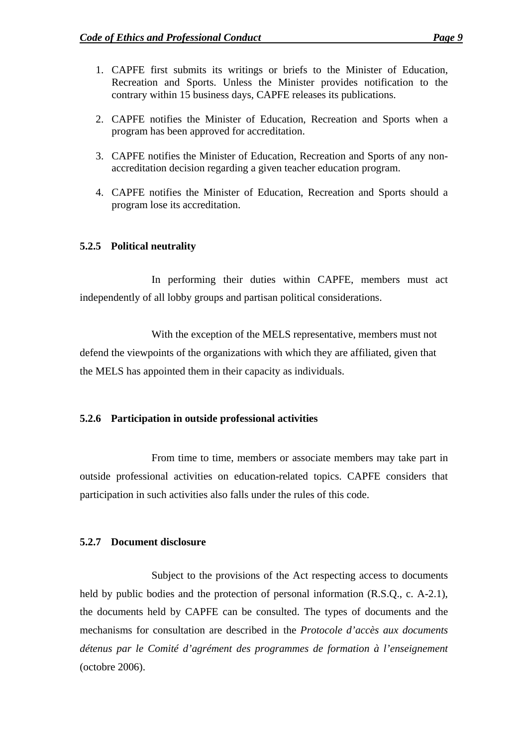1. CAPFE first submits its writings or briefs to the Minister of Education, Recreation and Sports. Unless the Minister provides notification to the contrary within 15 business days, CAPFE releases its publications.

2. CAPFE notifies the Minister of Education, Recreation and Sports when a program has been approved for accreditation.

3. CAPFE notifies the Minister of Education, Recreation and Sports of any non-accreditation decision regarding a given teacher education program.

4. CAPFE notifies the Minister of Education, Recreation and Sports should a program lose its accreditation.

### 5.2.5 Political neutrality

In performing their duties within CAPFE, members must act independently of all lobby groups and partisan political considerations.

With the exception of the MELS representative, members must not defend the viewpoints of the organizations with which they are affiliated, given that the MELS has appointed them in their capacity as individuals.

### 5.2.6 Participation in outside professional activities

From time to time, members or associate members may take part in outside professional activities on education-related topics. CAPFE considers that participation in such activities also falls under the rules of this code.

### 5.2.7 Document disclosure

Subject to the provisions of the Act respecting access to documents held by public bodies and the protection of personal information (R.S.Q., c. A-2.1), the documents held by CAPFE can be consulted. The types of documents and the mechanisms for consultation are described in the *Protocole d'accès aux documents détenus par le Comité d'agrément des programmes de formation à l'enseignement* (octobre 2006).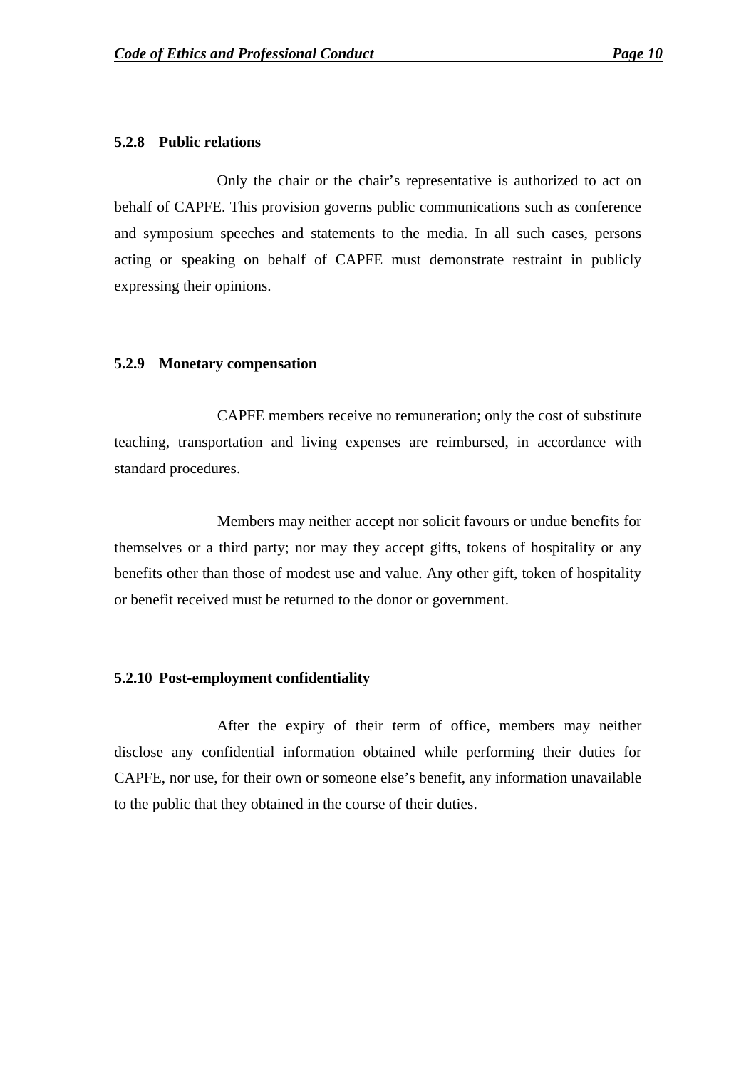#### 5.2.8 Public relations

Only the chair or the chair’s representative is authorized to act on behalf of CAPFE. This provision governs public communications such as conference and symposium speeches and statements to the media. In all such cases, persons acting or speaking on behalf of CAPFE must demonstrate restraint in publicly expressing their opinions.

#### 5.2.9 Monetary compensation

CAPFE members receive no remuneration; only the cost of substitute teaching, transportation and living expenses are reimbursed, in accordance with standard procedures.

Members may neither accept nor solicit favours or undue benefits for themselves or a third party; nor may they accept gifts, tokens of hospitality or any benefits other than those of modest use and value. Any other gift, token of hospitality or benefit received must be returned to the donor or government.

#### 5.2.10 Post-employment confidentiality

After the expiry of their term of office, members may neither disclose any confidential information obtained while performing their duties for CAPFE, nor use, for their own or someone else’s benefit, any information unavailable to the public that they obtained in the course of their duties.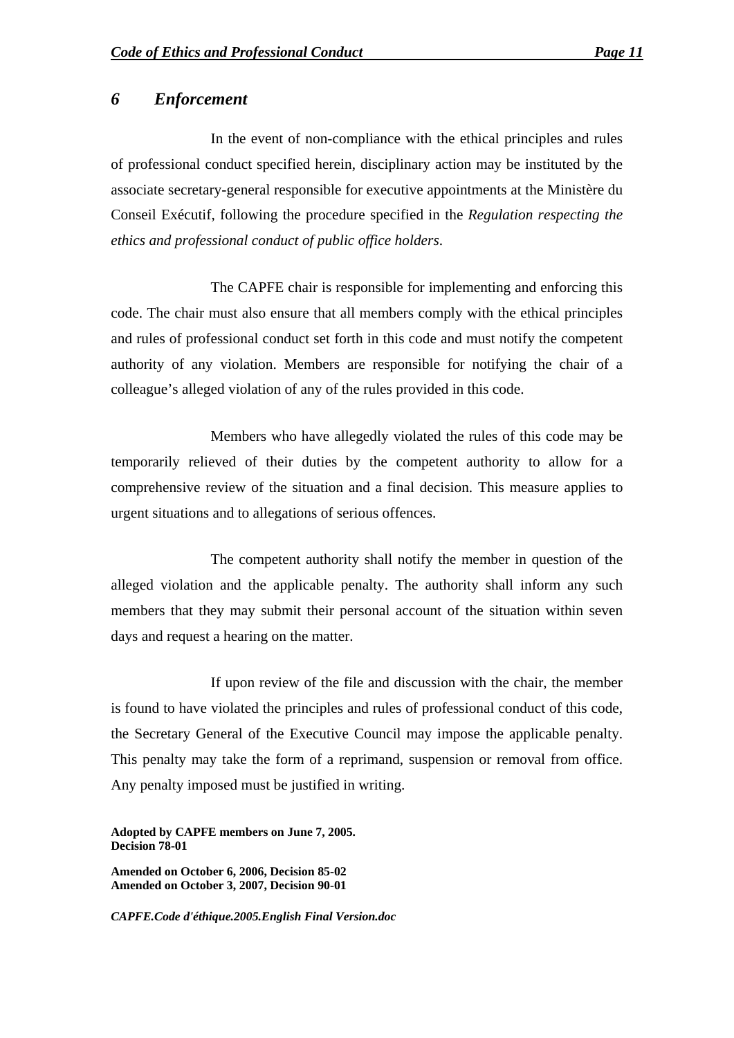## *6 Enforcement*

In the event of non-compliance with the ethical principles and rules of professional conduct specified herein, disciplinary action may be instituted by the associate secretary-general responsible for executive appointments at the Ministère du Conseil Exécutif, following the procedure specified in the *Regulation respecting the ethics and professional conduct of public office holders*.

The CAPFE chair is responsible for implementing and enforcing this code. The chair must also ensure that all members comply with the ethical principles and rules of professional conduct set forth in this code and must notify the competent authority of any violation. Members are responsible for notifying the chair of a colleague's alleged violation of any of the rules provided in this code.

Members who have allegedly violated the rules of this code may be temporarily relieved of their duties by the competent authority to allow for a comprehensive review of the situation and a final decision. This measure applies to urgent situations and to allegations of serious offences.

The competent authority shall notify the member in question of the alleged violation and the applicable penalty. The authority shall inform any such members that they may submit their personal account of the situation within seven days and request a hearing on the matter.

If upon review of the file and discussion with the chair, the member is found to have violated the principles and rules of professional conduct of this code, the Secretary General of the Executive Council may impose the applicable penalty. This penalty may take the form of a reprimand, suspension or removal from office. Any penalty imposed must be justified in writing.

**Adopted by CAPFE members on June 7, 2005.**
**Decision 78-01**

**Amended on October 6, 2006, Decision 85-02**
**Amended on October 3, 2007, Decision 90-01**

***CAPFE.Code d'éthique.2005.English Final Version.doc***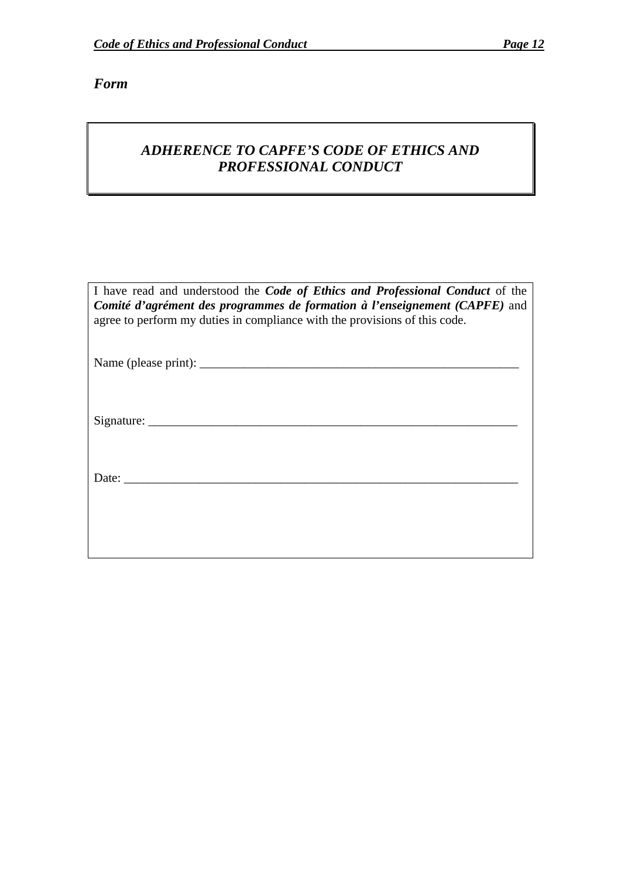*Form*

## *ADHERENCE TO CAPFE'S CODE OF ETHICS AND PROFESSIONAL CONDUCT*

I have read and understood the ***Code of Ethics and Professional Conduct*** of the ***Comité d'agrément des programmes de formation à l'enseignement (CAPFE)*** and agree to perform my duties in compliance with the provisions of this code.

Name (please print): ______________________________________________________

Signature: ______________________________________________________________

Date: __________________________________________________________________